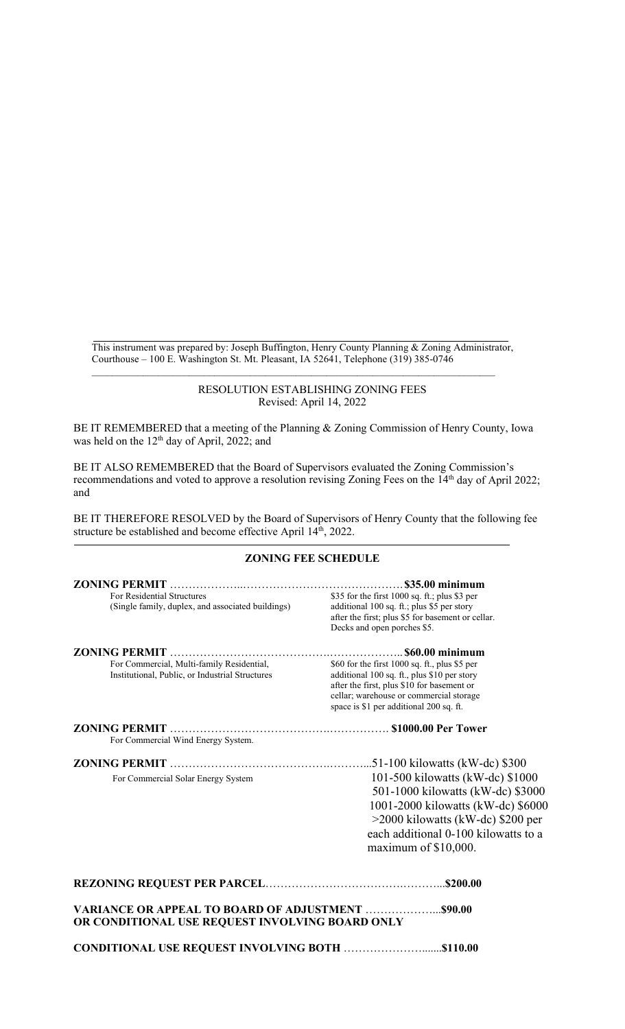This instrument was prepared by: Joseph Buffington, Henry County Planning & Zoning Administrator, Courthouse – 100 E. Washington St. Mt. Pleasant, IA 52641, Telephone (319) 385-0746

RESOLUTION ESTABLISHING ZONING FEES
Revised: April 14, 2022

BE IT REMEMBERED that a meeting of the Planning & Zoning Commission of Henry County, Iowa was held on the 12th day of April, 2022; and

BE IT ALSO REMEMBERED that the Board of Supervisors evaluated the Zoning Commission's recommendations and voted to approve a resolution revising Zoning Fees on the 14th day of April 2022; and

BE IT THEREFORE RESOLVED by the Board of Supervisors of Henry County that the following fee structure be established and become effective April 14th, 2022.

## ZONING FEE SCHEDULE

**ZONING PERMIT** ………………………………………………………… **$35.00 minimum**

For Residential Structures (Single family, duplex, and associated buildings)
: $35 for the first 1000 sq. ft.; plus $3 per additional 100 sq. ft.; plus $5 per story after the first; plus $5 for basement or cellar. Decks and open porches $5.

**ZONING PERMIT** ………………………………………………………… **$60.00 minimum**

For Commercial, Multi-family Residential, Institutional, Public, or Industrial Structures
: $60 for the first 1000 sq. ft., plus $5 per additional 100 sq. ft., plus $10 per story after the first, plus $10 for basement or cellar; warehouse or commercial storage space is $1 per additional 200 sq. ft.

**ZONING PERMIT** ………………………………………………………… **$1000.00 Per Tower**

For Commercial Wind Energy System.

**ZONING PERMIT** …………………………………………………………51-100 kilowatts (kW-dc) $300

For Commercial Solar Energy System
: 101-500 kilowatts (kW-dc) $1000
: 501-1000 kilowatts (kW-dc) $3000
: 1001-2000 kilowatts (kW-dc) $6000
: >2000 kilowatts (kW-dc) $200 per each additional 0-100 kilowatts to a maximum of $10,000.

**REZONING REQUEST PER PARCEL**…………………………………………**$200.00**

**VARIANCE OR APPEAL TO BOARD OF ADJUSTMENT** ………………...**$90.00**
**OR CONDITIONAL USE REQUEST INVOLVING BOARD ONLY**

**CONDITIONAL USE REQUEST INVOLVING BOTH** …………………......**$110.00**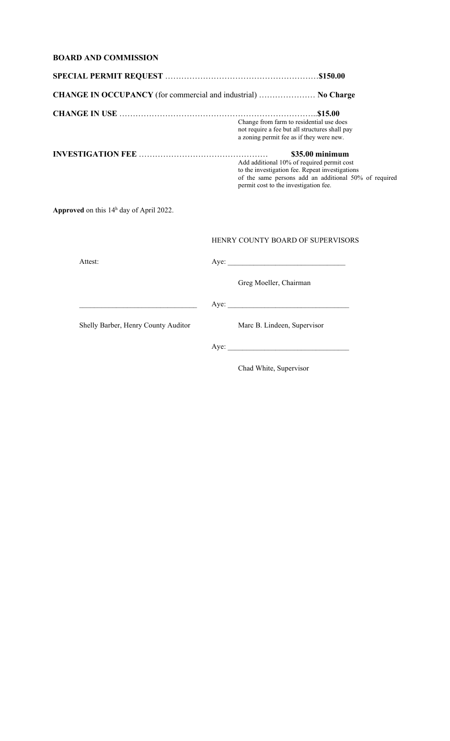**BOARD AND COMMISSION**

**SPECIAL PERMIT REQUEST** ………………………………………………… **$150.00**

**CHANGE IN OCCUPANCY** (for commercial and industrial) ………………… **No Charge**

**CHANGE IN USE** ……………………………………………………………….. **$15.00**

Change from farm to residential use does not require a fee but all structures shall pay a zoning permit fee as if they were new.

**INVESTIGATION FEE** ………………………………………… **$35.00 minimum**

Add additional 10% of required permit cost to the investigation fee. Repeat investigations of the same persons add an additional 50% of required permit cost to the investigation fee.

**Approved** on this 14h day of April 2022.

HENRY COUNTY BOARD OF SUPERVISORS

Attest:

Aye: ______________________________

Greg Moeller, Chairman

______________________________

Aye: ______________________________

Shelly Barber, Henry County Auditor

Marc B. Lindeen, Supervisor

Aye: ______________________________

Chad White, Supervisor